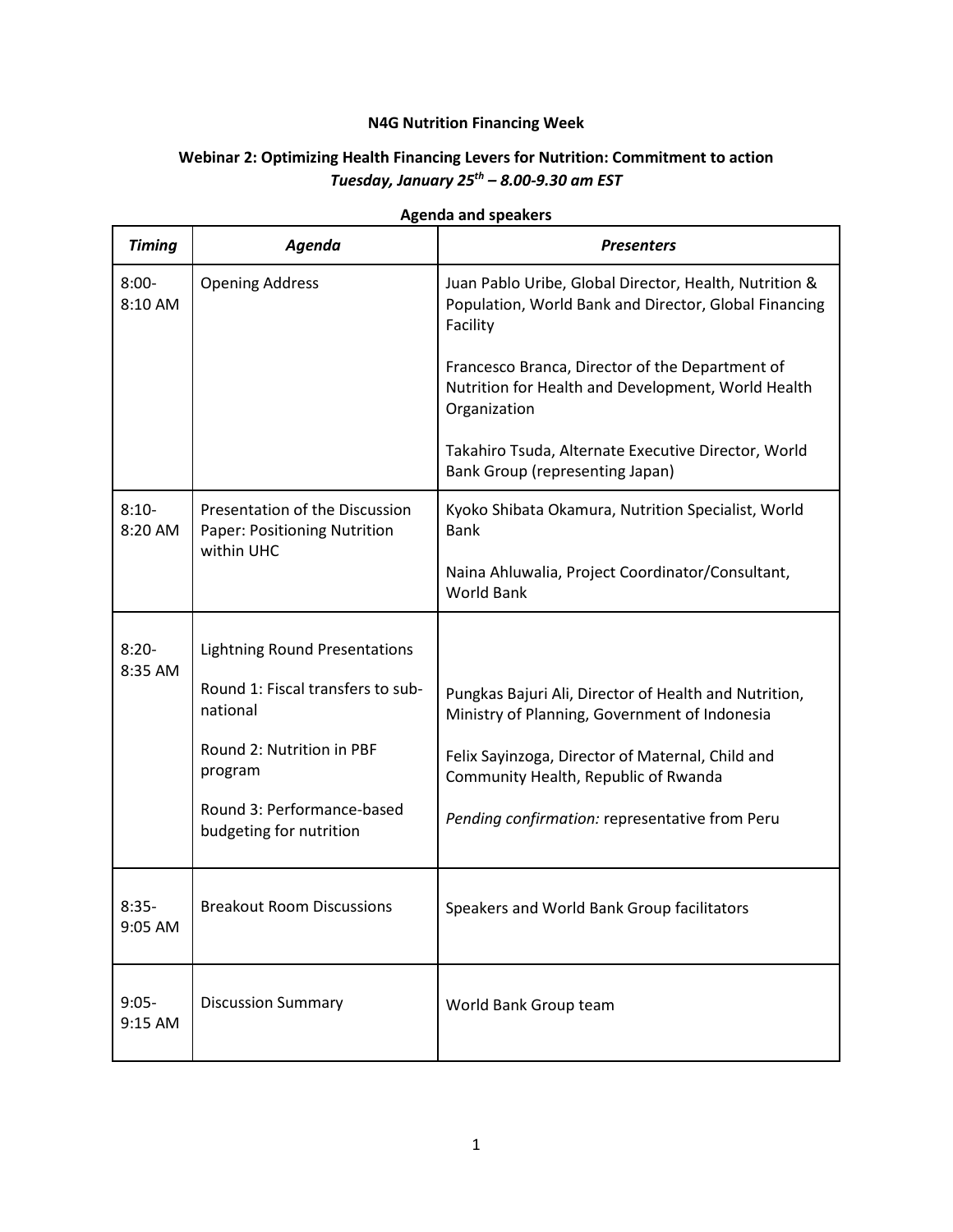**N4G Nutrition Financing Week**

**Webinar 2: Optimizing Health Financing Levers for Nutrition: Commitment to action**
***Tuesday, January 25th – 8.00-9.30 am EST***

**Agenda and speakers**

| ***Timing*** | ***Agenda*** | ***Presenters*** |
|---|---|---|
| 8:00-8:10 AM | Opening Address | Juan Pablo Uribe, Global Director, Health, Nutrition & Population, World Bank and Director, Global Financing Facility<br><br>Francesco Branca, Director of the Department of Nutrition for Health and Development, World Health Organization<br><br>Takahiro Tsuda, Alternate Executive Director, World Bank Group (representing Japan) |
| 8:10-8:20 AM | Presentation of the Discussion Paper: Positioning Nutrition within UHC | Kyoko Shibata Okamura, Nutrition Specialist, World Bank<br><br>Naina Ahluwalia, Project Coordinator/Consultant, World Bank |
| 8:20-8:35 AM | Lightning Round Presentations<br><br>Round 1: Fiscal transfers to sub-national<br><br>Round 2: Nutrition in PBF program<br><br>Round 3: Performance-based budgeting for nutrition | Pungkas Bajuri Ali, Director of Health and Nutrition, Ministry of Planning, Government of Indonesia<br><br>Felix Sayinzoga, Director of Maternal, Child and Community Health, Republic of Rwanda<br><br>*Pending confirmation:* representative from Peru |
| 8:35-9:05 AM | Breakout Room Discussions | Speakers and World Bank Group facilitators |
| 9:05-9:15 AM | Discussion Summary | World Bank Group team |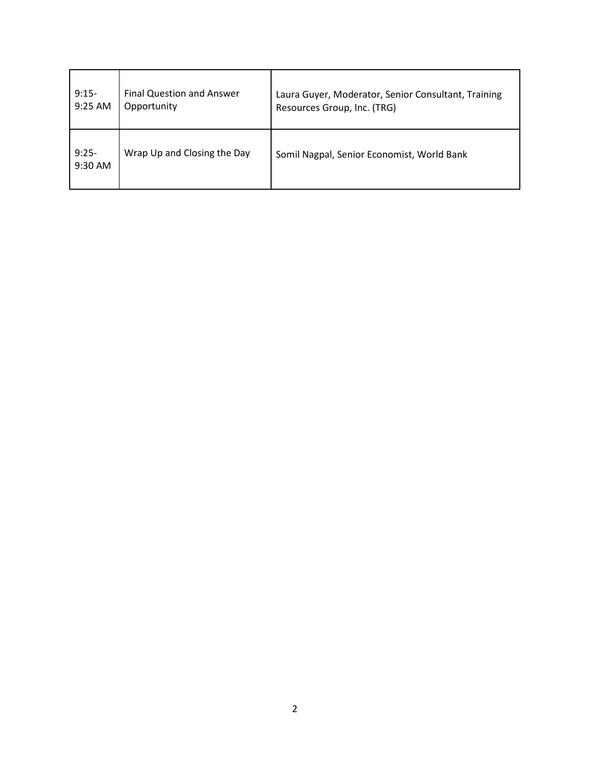| | | |
|---|---|---|
| 9:15-9:25 AM | Final Question and Answer Opportunity | Laura Guyer, Moderator, Senior Consultant, Training Resources Group, Inc. (TRG) |
| 9:25-9:30 AM | Wrap Up and Closing the Day | Somil Nagpal, Senior Economist, World Bank |